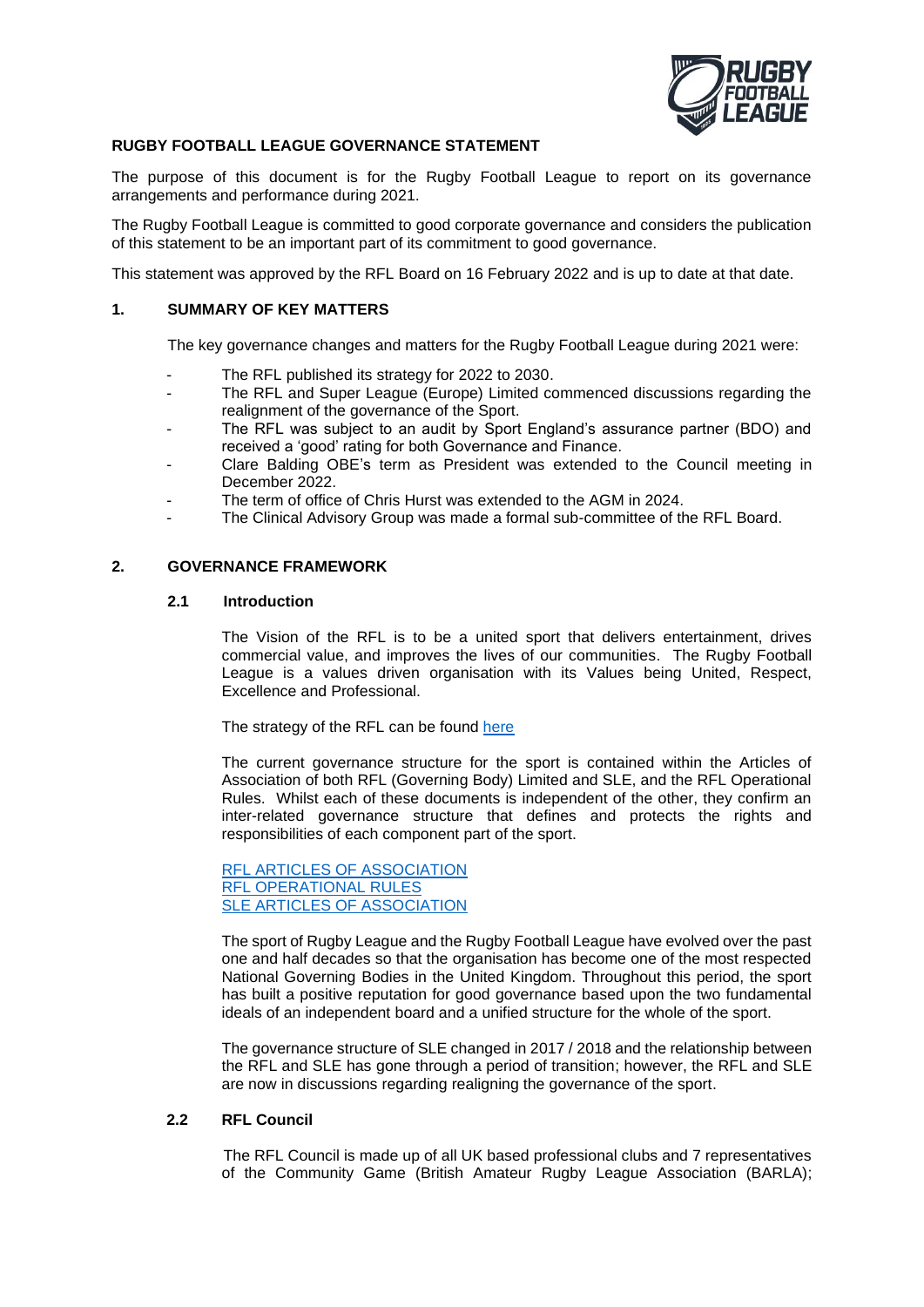# RUGBY FOOTBALL LEAGUE GOVERNANCE STATEMENT

The purpose of this document is for the Rugby Football League to report on its governance arrangements and performance during 2021.

The Rugby Football League is committed to good corporate governance and considers the publication of this statement to be an important part of its commitment to good governance.

This statement was approved by the RFL Board on 16 February 2022 and is up to date at that date.

## 1. SUMMARY OF KEY MATTERS

The key governance changes and matters for the Rugby Football League during 2021 were:

- The RFL published its strategy for 2022 to 2030.
- The RFL and Super League (Europe) Limited commenced discussions regarding the realignment of the governance of the Sport.
- The RFL was subject to an audit by Sport England's assurance partner (BDO) and received a 'good' rating for both Governance and Finance.
- Clare Balding OBE's term as President was extended to the Council meeting in December 2022.
- The term of office of Chris Hurst was extended to the AGM in 2024.
- The Clinical Advisory Group was made a formal sub-committee of the RFL Board.

## 2. GOVERNANCE FRAMEWORK

### 2.1 Introduction

The Vision of the RFL is to be a united sport that delivers entertainment, drives commercial value, and improves the lives of our communities. The Rugby Football League is a values driven organisation with its Values being United, Respect, Excellence and Professional.

The strategy of the RFL can be found here

The current governance structure for the sport is contained within the Articles of Association of both RFL (Governing Body) Limited and SLE, and the RFL Operational Rules. Whilst each of these documents is independent of the other, they confirm an inter-related governance structure that defines and protects the rights and responsibilities of each component part of the sport.

RFL ARTICLES OF ASSOCIATION
RFL OPERATIONAL RULES
SLE ARTICLES OF ASSOCIATION

The sport of Rugby League and the Rugby Football League have evolved over the past one and half decades so that the organisation has become one of the most respected National Governing Bodies in the United Kingdom. Throughout this period, the sport has built a positive reputation for good governance based upon the two fundamental ideals of an independent board and a unified structure for the whole of the sport.

The governance structure of SLE changed in 2017 / 2018 and the relationship between the RFL and SLE has gone through a period of transition; however, the RFL and SLE are now in discussions regarding realigning the governance of the sport.

### 2.2 RFL Council

The RFL Council is made up of all UK based professional clubs and 7 representatives of the Community Game (British Amateur Rugby League Association (BARLA);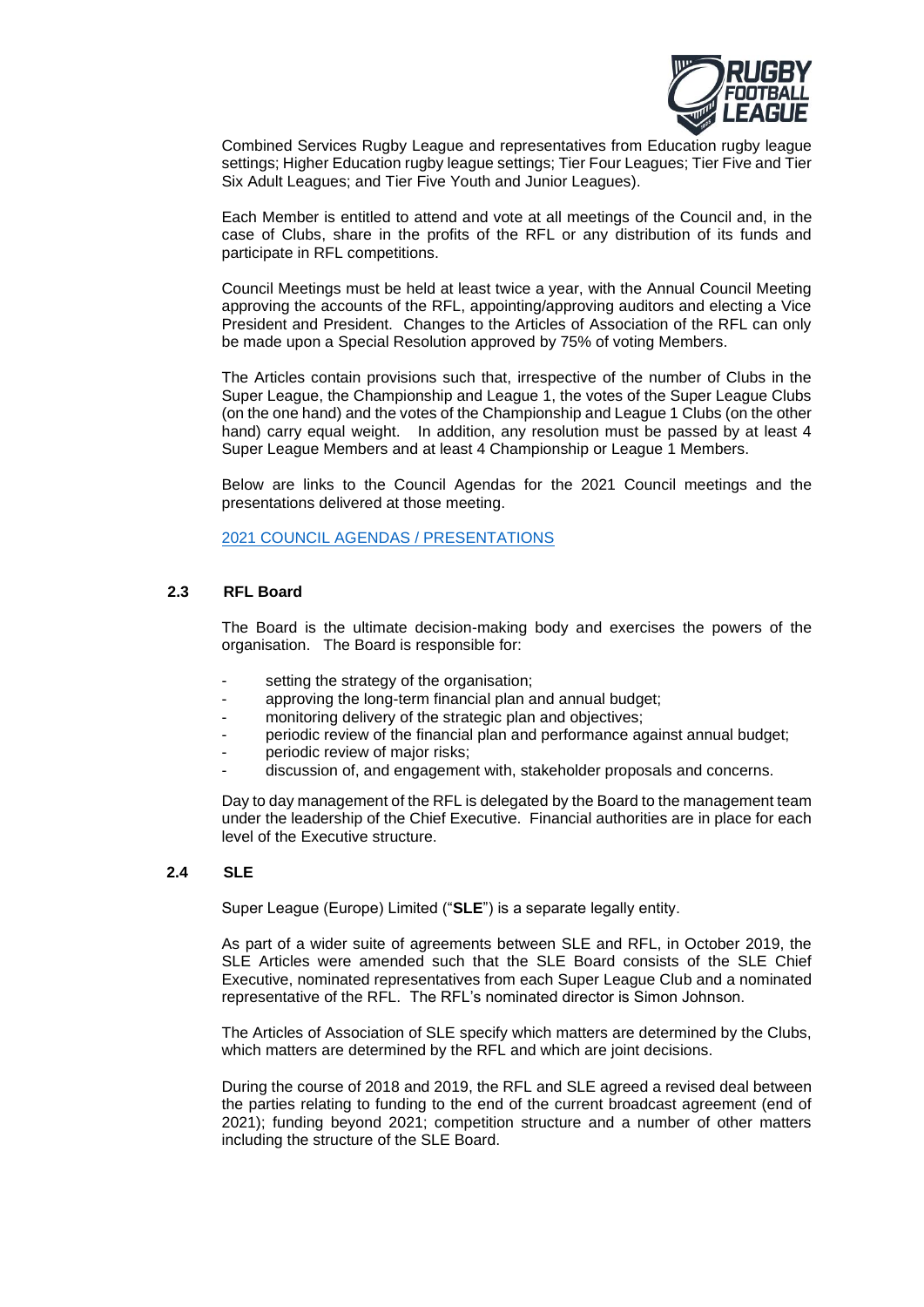Combined Services Rugby League and representatives from Education rugby league settings; Higher Education rugby league settings; Tier Four Leagues; Tier Five and Tier Six Adult Leagues; and Tier Five Youth and Junior Leagues).

Each Member is entitled to attend and vote at all meetings of the Council and, in the case of Clubs, share in the profits of the RFL or any distribution of its funds and participate in RFL competitions.

Council Meetings must be held at least twice a year, with the Annual Council Meeting approving the accounts of the RFL, appointing/approving auditors and electing a Vice President and President. Changes to the Articles of Association of the RFL can only be made upon a Special Resolution approved by 75% of voting Members.

The Articles contain provisions such that, irrespective of the number of Clubs in the Super League, the Championship and League 1, the votes of the Super League Clubs (on the one hand) and the votes of the Championship and League 1 Clubs (on the other hand) carry equal weight. In addition, any resolution must be passed by at least 4 Super League Members and at least 4 Championship or League 1 Members.

Below are links to the Council Agendas for the 2021 Council meetings and the presentations delivered at those meeting.

2021 COUNCIL AGENDAS / PRESENTATIONS

## 2.3 RFL Board

The Board is the ultimate decision-making body and exercises the powers of the organisation. The Board is responsible for:

- setting the strategy of the organisation;
- approving the long-term financial plan and annual budget;
- monitoring delivery of the strategic plan and objectives;
- periodic review of the financial plan and performance against annual budget;
- periodic review of major risks;
- discussion of, and engagement with, stakeholder proposals and concerns.

Day to day management of the RFL is delegated by the Board to the management team under the leadership of the Chief Executive. Financial authorities are in place for each level of the Executive structure.

## 2.4 SLE

Super League (Europe) Limited ("**SLE**") is a separate legally entity.

As part of a wider suite of agreements between SLE and RFL, in October 2019, the SLE Articles were amended such that the SLE Board consists of the SLE Chief Executive, nominated representatives from each Super League Club and a nominated representative of the RFL. The RFL's nominated director is Simon Johnson.

The Articles of Association of SLE specify which matters are determined by the Clubs, which matters are determined by the RFL and which are joint decisions.

During the course of 2018 and 2019, the RFL and SLE agreed a revised deal between the parties relating to funding to the end of the current broadcast agreement (end of 2021); funding beyond 2021; competition structure and a number of other matters including the structure of the SLE Board.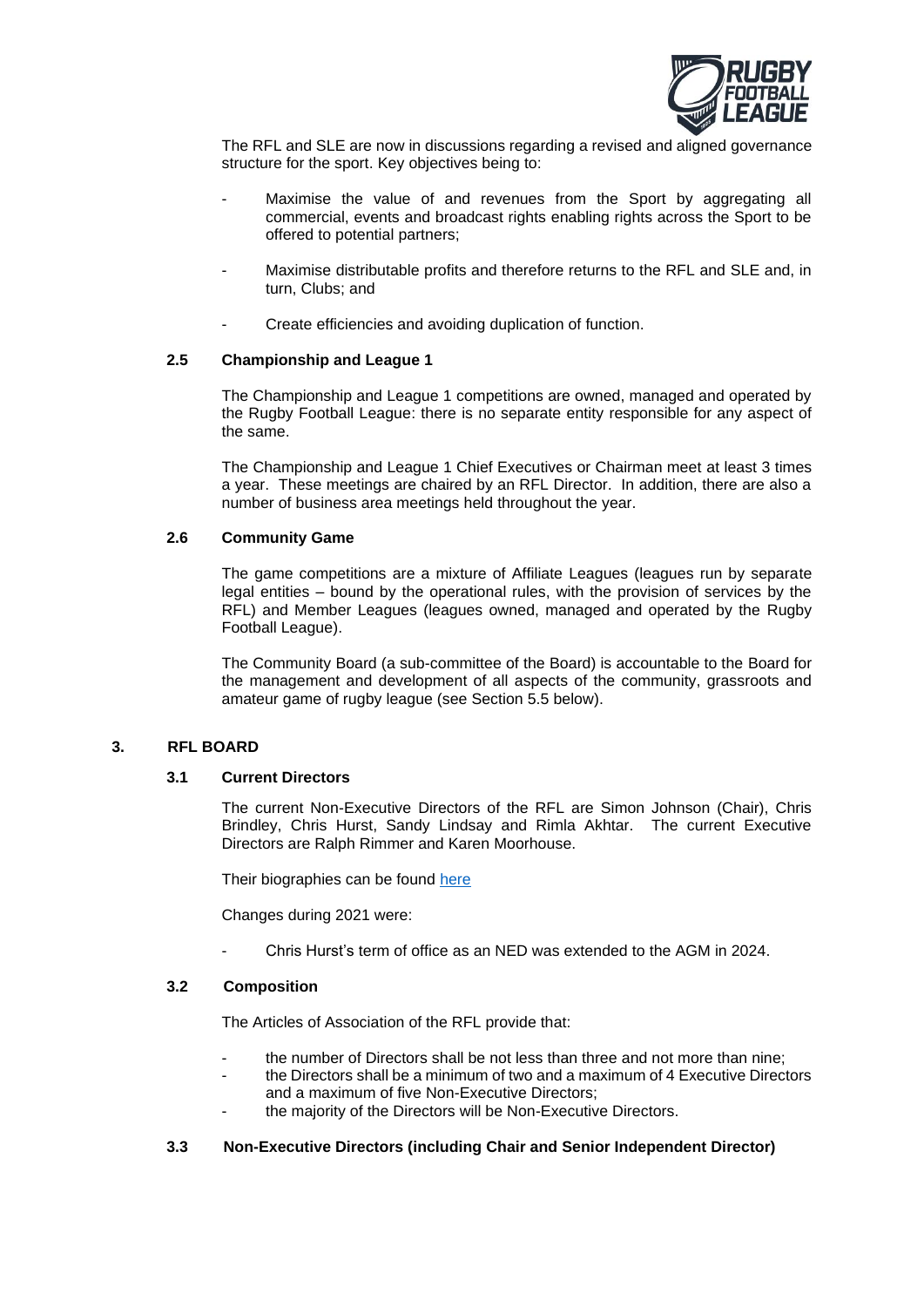The RFL and SLE are now in discussions regarding a revised and aligned governance structure for the sport. Key objectives being to:

- Maximise the value of and revenues from the Sport by aggregating all commercial, events and broadcast rights enabling rights across the Sport to be offered to potential partners;
- Maximise distributable profits and therefore returns to the RFL and SLE and, in turn, Clubs; and
- Create efficiencies and avoiding duplication of function.

### 2.5 Championship and League 1

The Championship and League 1 competitions are owned, managed and operated by the Rugby Football League: there is no separate entity responsible for any aspect of the same.

The Championship and League 1 Chief Executives or Chairman meet at least 3 times a year. These meetings are chaired by an RFL Director. In addition, there are also a number of business area meetings held throughout the year.

### 2.6 Community Game

The game competitions are a mixture of Affiliate Leagues (leagues run by separate legal entities – bound by the operational rules, with the provision of services by the RFL) and Member Leagues (leagues owned, managed and operated by the Rugby Football League).

The Community Board (a sub-committee of the Board) is accountable to the Board for the management and development of all aspects of the community, grassroots and amateur game of rugby league (see Section 5.5 below).

## 3. RFL BOARD

### 3.1 Current Directors

The current Non-Executive Directors of the RFL are Simon Johnson (Chair), Chris Brindley, Chris Hurst, Sandy Lindsay and Rimla Akhtar. The current Executive Directors are Ralph Rimmer and Karen Moorhouse.

Their biographies can be found here

Changes during 2021 were:

- Chris Hurst's term of office as an NED was extended to the AGM in 2024.

### 3.2 Composition

The Articles of Association of the RFL provide that:

- the number of Directors shall be not less than three and not more than nine;
- the Directors shall be a minimum of two and a maximum of 4 Executive Directors and a maximum of five Non-Executive Directors;
- the majority of the Directors will be Non-Executive Directors.

### 3.3 Non-Executive Directors (including Chair and Senior Independent Director)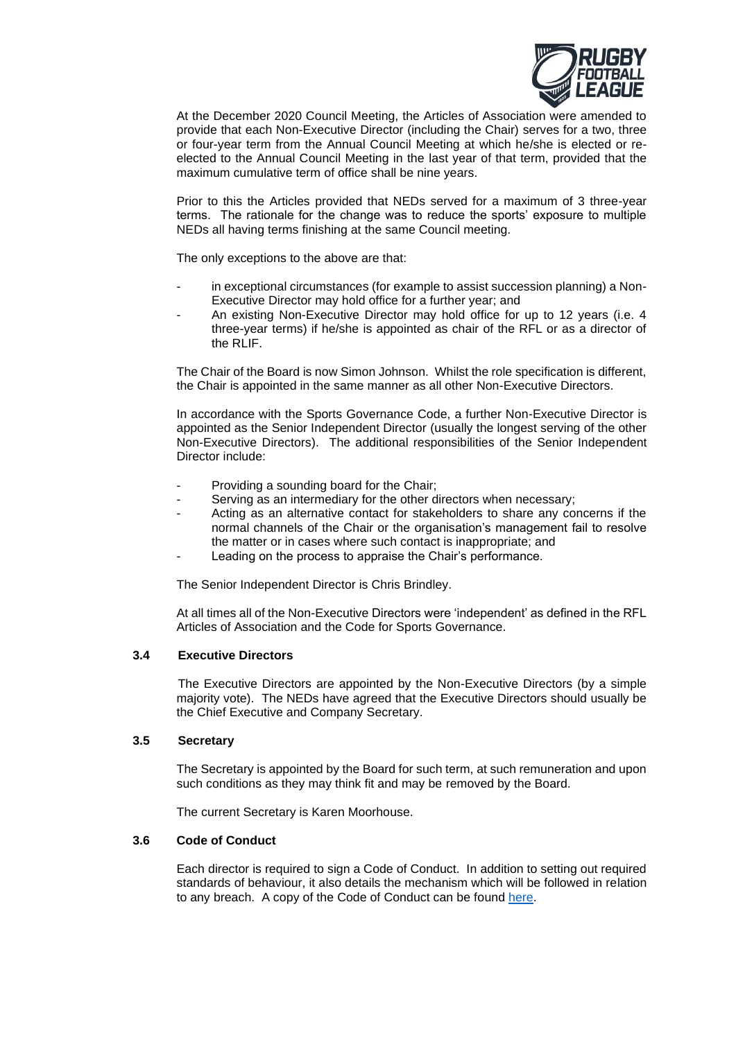At the December 2020 Council Meeting, the Articles of Association were amended to provide that each Non-Executive Director (including the Chair) serves for a two, three or four-year term from the Annual Council Meeting at which he/she is elected or re-elected to the Annual Council Meeting in the last year of that term, provided that the maximum cumulative term of office shall be nine years.

Prior to this the Articles provided that NEDs served for a maximum of 3 three-year terms. The rationale for the change was to reduce the sports' exposure to multiple NEDs all having terms finishing at the same Council meeting.

The only exceptions to the above are that:

- in exceptional circumstances (for example to assist succession planning) a Non-Executive Director may hold office for a further year; and
- An existing Non-Executive Director may hold office for up to 12 years (i.e. 4 three-year terms) if he/she is appointed as chair of the RFL or as a director of the RLIF.

The Chair of the Board is now Simon Johnson. Whilst the role specification is different, the Chair is appointed in the same manner as all other Non-Executive Directors.

In accordance with the Sports Governance Code, a further Non-Executive Director is appointed as the Senior Independent Director (usually the longest serving of the other Non-Executive Directors). The additional responsibilities of the Senior Independent Director include:

- Providing a sounding board for the Chair;
- Serving as an intermediary for the other directors when necessary;
- Acting as an alternative contact for stakeholders to share any concerns if the normal channels of the Chair or the organisation's management fail to resolve the matter or in cases where such contact is inappropriate; and
- Leading on the process to appraise the Chair's performance.

The Senior Independent Director is Chris Brindley.

At all times all of the Non-Executive Directors were 'independent' as defined in the RFL Articles of Association and the Code for Sports Governance.

### 3.4 Executive Directors

The Executive Directors are appointed by the Non-Executive Directors (by a simple majority vote). The NEDs have agreed that the Executive Directors should usually be the Chief Executive and Company Secretary.

### 3.5 Secretary

The Secretary is appointed by the Board for such term, at such remuneration and upon such conditions as they may think fit and may be removed by the Board.

The current Secretary is Karen Moorhouse.

### 3.6 Code of Conduct

Each director is required to sign a Code of Conduct. In addition to setting out required standards of behaviour, it also details the mechanism which will be followed in relation to any breach. A copy of the Code of Conduct can be found here.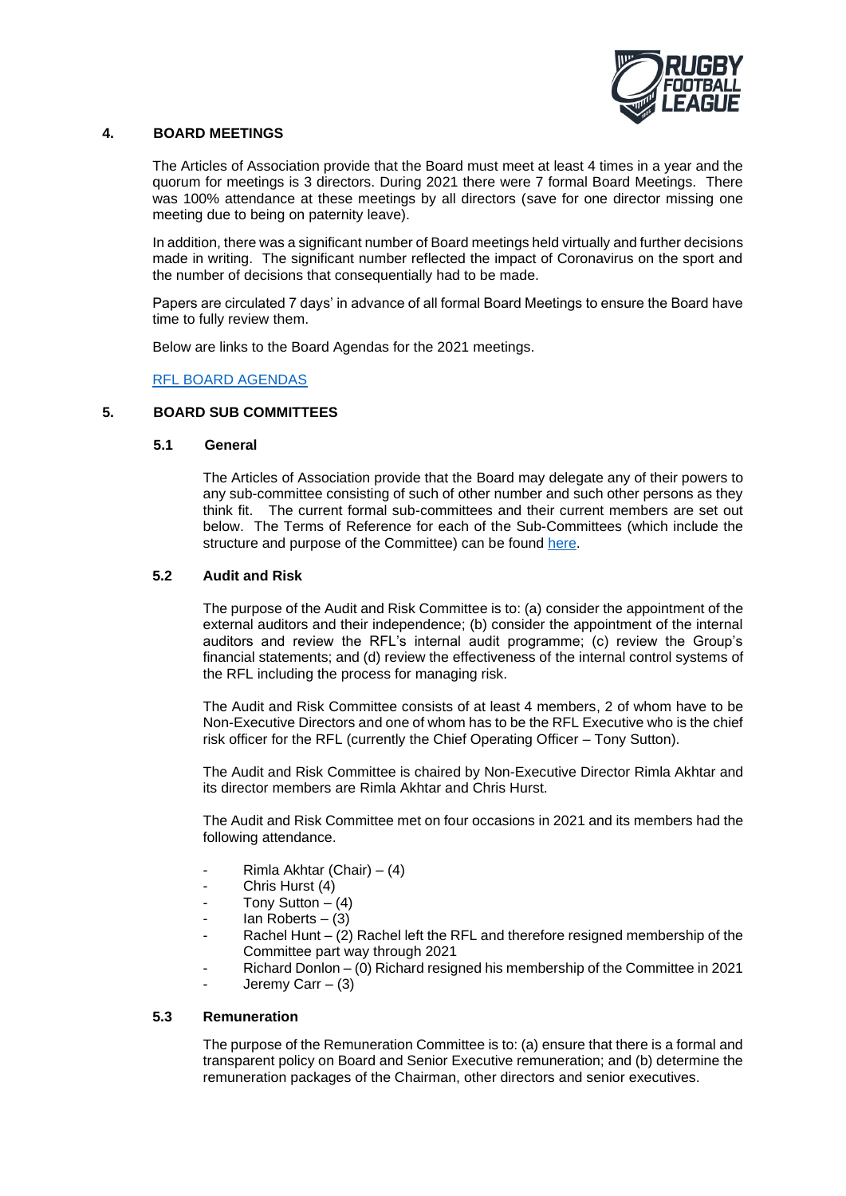## 4. BOARD MEETINGS

The Articles of Association provide that the Board must meet at least 4 times in a year and the quorum for meetings is 3 directors. During 2021 there were 7 formal Board Meetings. There was 100% attendance at these meetings by all directors (save for one director missing one meeting due to being on paternity leave).

In addition, there was a significant number of Board meetings held virtually and further decisions made in writing. The significant number reflected the impact of Coronavirus on the sport and the number of decisions that consequentially had to be made.

Papers are circulated 7 days' in advance of all formal Board Meetings to ensure the Board have time to fully review them.

Below are links to the Board Agendas for the 2021 meetings.

RFL BOARD AGENDAS

## 5. BOARD SUB COMMITTEES

### 5.1 General

The Articles of Association provide that the Board may delegate any of their powers to any sub-committee consisting of such of other number and such other persons as they think fit. The current formal sub-committees and their current members are set out below. The Terms of Reference for each of the Sub-Committees (which include the structure and purpose of the Committee) can be found here.

### 5.2 Audit and Risk

The purpose of the Audit and Risk Committee is to: (a) consider the appointment of the external auditors and their independence; (b) consider the appointment of the internal auditors and review the RFL's internal audit programme; (c) review the Group's financial statements; and (d) review the effectiveness of the internal control systems of the RFL including the process for managing risk.

The Audit and Risk Committee consists of at least 4 members, 2 of whom have to be Non-Executive Directors and one of whom has to be the RFL Executive who is the chief risk officer for the RFL (currently the Chief Operating Officer – Tony Sutton).

The Audit and Risk Committee is chaired by Non-Executive Director Rimla Akhtar and its director members are Rimla Akhtar and Chris Hurst.

The Audit and Risk Committee met on four occasions in 2021 and its members had the following attendance.

- Rimla Akhtar (Chair) – (4)
- Chris Hurst (4)
- Tony Sutton – (4)
- Ian Roberts – (3)
- Rachel Hunt – (2) Rachel left the RFL and therefore resigned membership of the Committee part way through 2021
- Richard Donlon – (0) Richard resigned his membership of the Committee in 2021
- Jeremy Carr – (3)

### 5.3 Remuneration

The purpose of the Remuneration Committee is to: (a) ensure that there is a formal and transparent policy on Board and Senior Executive remuneration; and (b) determine the remuneration packages of the Chairman, other directors and senior executives.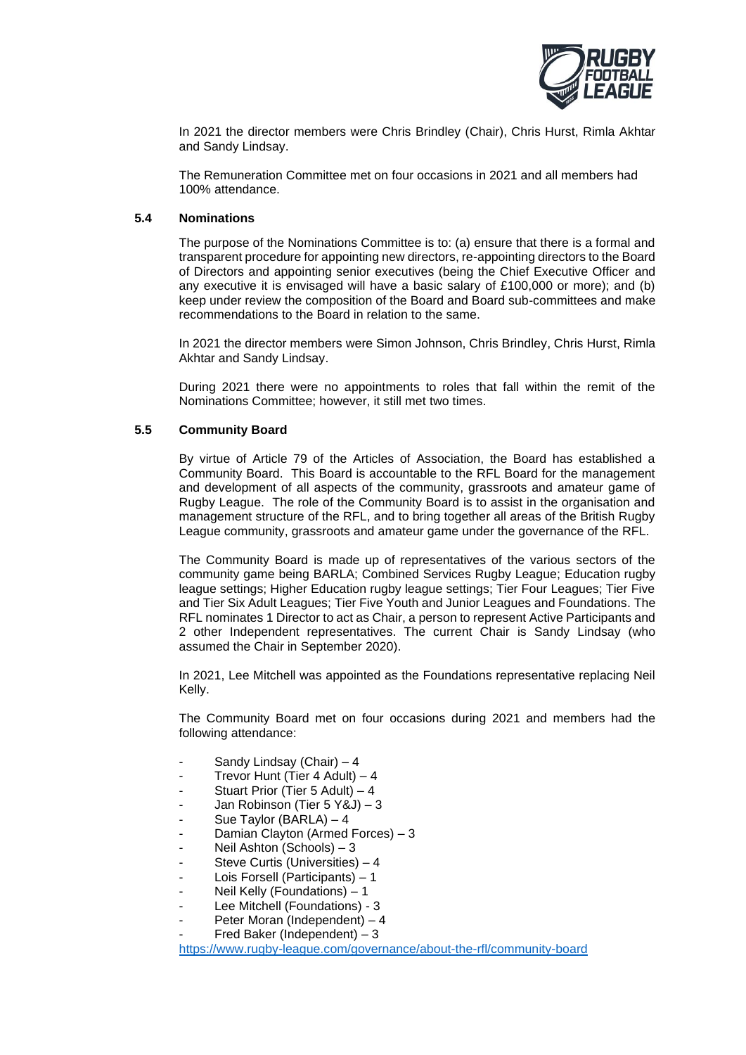In 2021 the director members were Chris Brindley (Chair), Chris Hurst, Rimla Akhtar and Sandy Lindsay.

The Remuneration Committee met on four occasions in 2021 and all members had 100% attendance.

### 5.4 Nominations

The purpose of the Nominations Committee is to: (a) ensure that there is a formal and transparent procedure for appointing new directors, re-appointing directors to the Board of Directors and appointing senior executives (being the Chief Executive Officer and any executive it is envisaged will have a basic salary of £100,000 or more); and (b) keep under review the composition of the Board and Board sub-committees and make recommendations to the Board in relation to the same.

In 2021 the director members were Simon Johnson, Chris Brindley, Chris Hurst, Rimla Akhtar and Sandy Lindsay.

During 2021 there were no appointments to roles that fall within the remit of the Nominations Committee; however, it still met two times.

### 5.5 Community Board

By virtue of Article 79 of the Articles of Association, the Board has established a Community Board. This Board is accountable to the RFL Board for the management and development of all aspects of the community, grassroots and amateur game of Rugby League. The role of the Community Board is to assist in the organisation and management structure of the RFL, and to bring together all areas of the British Rugby League community, grassroots and amateur game under the governance of the RFL.

The Community Board is made up of representatives of the various sectors of the community game being BARLA; Combined Services Rugby League; Education rugby league settings; Higher Education rugby league settings; Tier Four Leagues; Tier Five and Tier Six Adult Leagues; Tier Five Youth and Junior Leagues and Foundations. The RFL nominates 1 Director to act as Chair, a person to represent Active Participants and 2 other Independent representatives. The current Chair is Sandy Lindsay (who assumed the Chair in September 2020).

In 2021, Lee Mitchell was appointed as the Foundations representative replacing Neil Kelly.

The Community Board met on four occasions during 2021 and members had the following attendance:

- Sandy Lindsay (Chair) – 4
- Trevor Hunt (Tier 4 Adult) – 4
- Stuart Prior (Tier 5 Adult) – 4
- Jan Robinson (Tier 5 Y&J) – 3
- Sue Taylor (BARLA) – 4
- Damian Clayton (Armed Forces) – 3
- Neil Ashton (Schools) – 3
- Steve Curtis (Universities) – 4
- Lois Forsell (Participants) – 1
- Neil Kelly (Foundations) – 1
- Lee Mitchell (Foundations) - 3
- Peter Moran (Independent) – 4
- Fred Baker (Independent) – 3

https://www.rugby-league.com/governance/about-the-rfl/community-board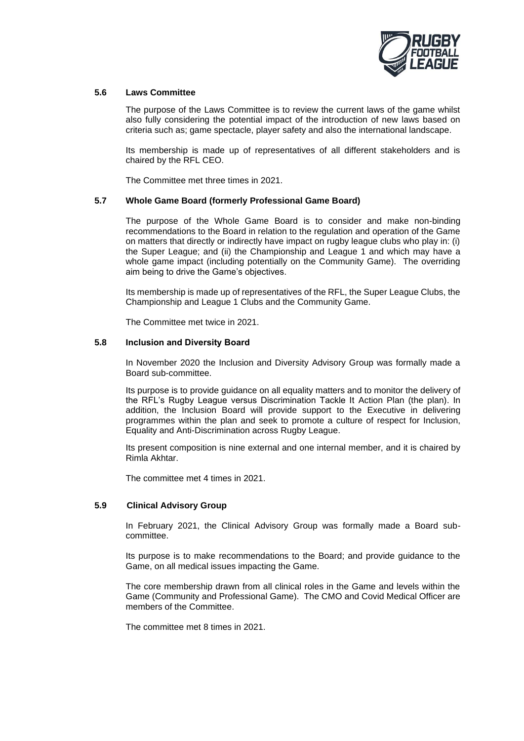### 5.6 Laws Committee

The purpose of the Laws Committee is to review the current laws of the game whilst also fully considering the potential impact of the introduction of new laws based on criteria such as; game spectacle, player safety and also the international landscape.

Its membership is made up of representatives of all different stakeholders and is chaired by the RFL CEO.

The Committee met three times in 2021.

### 5.7 Whole Game Board (formerly Professional Game Board)

The purpose of the Whole Game Board is to consider and make non-binding recommendations to the Board in relation to the regulation and operation of the Game on matters that directly or indirectly have impact on rugby league clubs who play in: (i) the Super League; and (ii) the Championship and League 1 and which may have a whole game impact (including potentially on the Community Game). The overriding aim being to drive the Game's objectives.

Its membership is made up of representatives of the RFL, the Super League Clubs, the Championship and League 1 Clubs and the Community Game.

The Committee met twice in 2021.

### 5.8 Inclusion and Diversity Board

In November 2020 the Inclusion and Diversity Advisory Group was formally made a Board sub-committee.

Its purpose is to provide guidance on all equality matters and to monitor the delivery of the RFL's Rugby League versus Discrimination Tackle It Action Plan (the plan). In addition, the Inclusion Board will provide support to the Executive in delivering programmes within the plan and seek to promote a culture of respect for Inclusion, Equality and Anti-Discrimination across Rugby League.

Its present composition is nine external and one internal member, and it is chaired by Rimla Akhtar.

The committee met 4 times in 2021.

### 5.9 Clinical Advisory Group

In February 2021, the Clinical Advisory Group was formally made a Board sub-committee.

Its purpose is to make recommendations to the Board; and provide guidance to the Game, on all medical issues impacting the Game.

The core membership drawn from all clinical roles in the Game and levels within the Game (Community and Professional Game). The CMO and Covid Medical Officer are members of the Committee.

The committee met 8 times in 2021.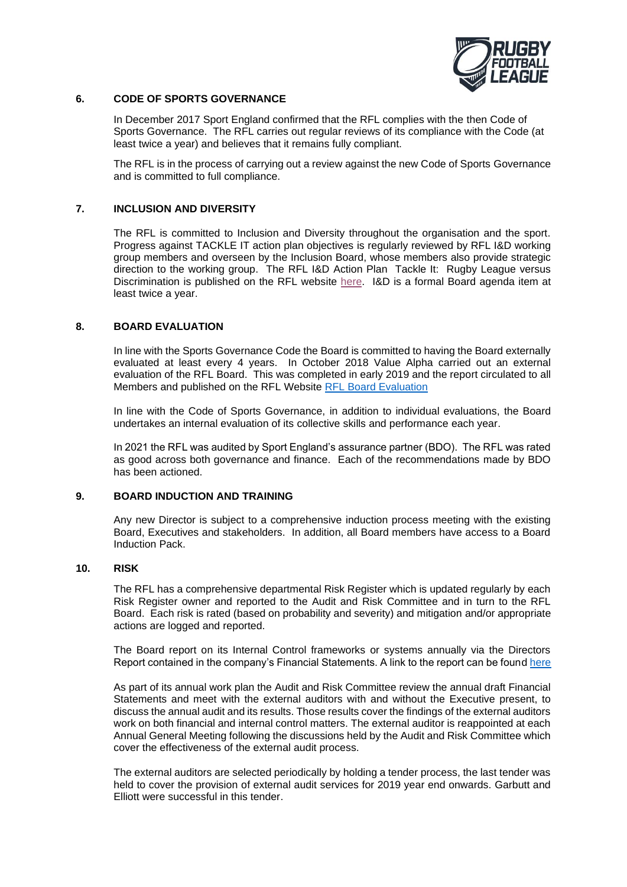## 6. CODE OF SPORTS GOVERNANCE

In December 2017 Sport England confirmed that the RFL complies with the then Code of Sports Governance. The RFL carries out regular reviews of its compliance with the Code (at least twice a year) and believes that it remains fully compliant.

The RFL is in the process of carrying out a review against the new Code of Sports Governance and is committed to full compliance.

## 7. INCLUSION AND DIVERSITY

The RFL is committed to Inclusion and Diversity throughout the organisation and the sport. Progress against TACKLE IT action plan objectives is regularly reviewed by RFL I&D working group members and overseen by the Inclusion Board, whose members also provide strategic direction to the working group. The RFL I&D Action Plan Tackle It: Rugby League versus Discrimination is published on the RFL website here. I&D is a formal Board agenda item at least twice a year.

## 8. BOARD EVALUATION

In line with the Sports Governance Code the Board is committed to having the Board externally evaluated at least every 4 years. In October 2018 Value Alpha carried out an external evaluation of the RFL Board. This was completed in early 2019 and the report circulated to all Members and published on the RFL Website RFL Board Evaluation

In line with the Code of Sports Governance, in addition to individual evaluations, the Board undertakes an internal evaluation of its collective skills and performance each year.

In 2021 the RFL was audited by Sport England's assurance partner (BDO). The RFL was rated as good across both governance and finance. Each of the recommendations made by BDO has been actioned.

## 9. BOARD INDUCTION AND TRAINING

Any new Director is subject to a comprehensive induction process meeting with the existing Board, Executives and stakeholders. In addition, all Board members have access to a Board Induction Pack.

## 10. RISK

The RFL has a comprehensive departmental Risk Register which is updated regularly by each Risk Register owner and reported to the Audit and Risk Committee and in turn to the RFL Board. Each risk is rated (based on probability and severity) and mitigation and/or appropriate actions are logged and reported.

The Board report on its Internal Control frameworks or systems annually via the Directors Report contained in the company's Financial Statements. A link to the report can be found here

As part of its annual work plan the Audit and Risk Committee review the annual draft Financial Statements and meet with the external auditors with and without the Executive present, to discuss the annual audit and its results. Those results cover the findings of the external auditors work on both financial and internal control matters. The external auditor is reappointed at each Annual General Meeting following the discussions held by the Audit and Risk Committee which cover the effectiveness of the external audit process.

The external auditors are selected periodically by holding a tender process, the last tender was held to cover the provision of external audit services for 2019 year end onwards. Garbutt and Elliott were successful in this tender.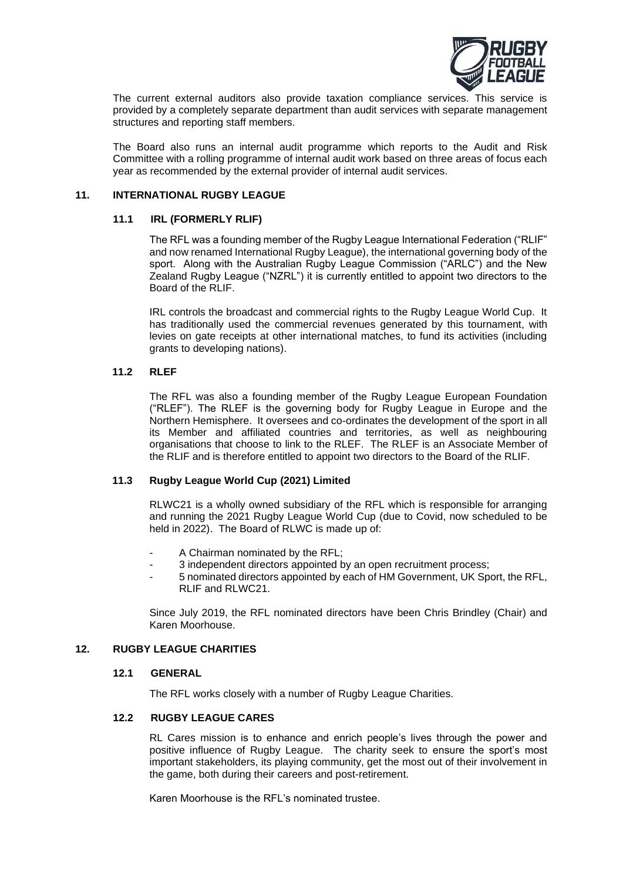The current external auditors also provide taxation compliance services. This service is provided by a completely separate department than audit services with separate management structures and reporting staff members.

The Board also runs an internal audit programme which reports to the Audit and Risk Committee with a rolling programme of internal audit work based on three areas of focus each year as recommended by the external provider of internal audit services.

## 11. INTERNATIONAL RUGBY LEAGUE

### 11.1 IRL (FORMERLY RLIF)

The RFL was a founding member of the Rugby League International Federation ("RLIF" and now renamed International Rugby League), the international governing body of the sport. Along with the Australian Rugby League Commission ("ARLC") and the New Zealand Rugby League ("NZRL") it is currently entitled to appoint two directors to the Board of the RLIF.

IRL controls the broadcast and commercial rights to the Rugby League World Cup. It has traditionally used the commercial revenues generated by this tournament, with levies on gate receipts at other international matches, to fund its activities (including grants to developing nations).

### 11.2 RLEF

The RFL was also a founding member of the Rugby League European Foundation ("RLEF"). The RLEF is the governing body for Rugby League in Europe and the Northern Hemisphere. It oversees and co-ordinates the development of the sport in all its Member and affiliated countries and territories, as well as neighbouring organisations that choose to link to the RLEF. The RLEF is an Associate Member of the RLIF and is therefore entitled to appoint two directors to the Board of the RLIF.

### 11.3 Rugby League World Cup (2021) Limited

RLWC21 is a wholly owned subsidiary of the RFL which is responsible for arranging and running the 2021 Rugby League World Cup (due to Covid, now scheduled to be held in 2022). The Board of RLWC is made up of:

- A Chairman nominated by the RFL;
- 3 independent directors appointed by an open recruitment process;
- 5 nominated directors appointed by each of HM Government, UK Sport, the RFL, RLIF and RLWC21.

Since July 2019, the RFL nominated directors have been Chris Brindley (Chair) and Karen Moorhouse.

## 12. RUGBY LEAGUE CHARITIES

### 12.1 GENERAL

The RFL works closely with a number of Rugby League Charities.

### 12.2 RUGBY LEAGUE CARES

RL Cares mission is to enhance and enrich people's lives through the power and positive influence of Rugby League. The charity seek to ensure the sport's most important stakeholders, its playing community, get the most out of their involvement in the game, both during their careers and post-retirement.

Karen Moorhouse is the RFL's nominated trustee.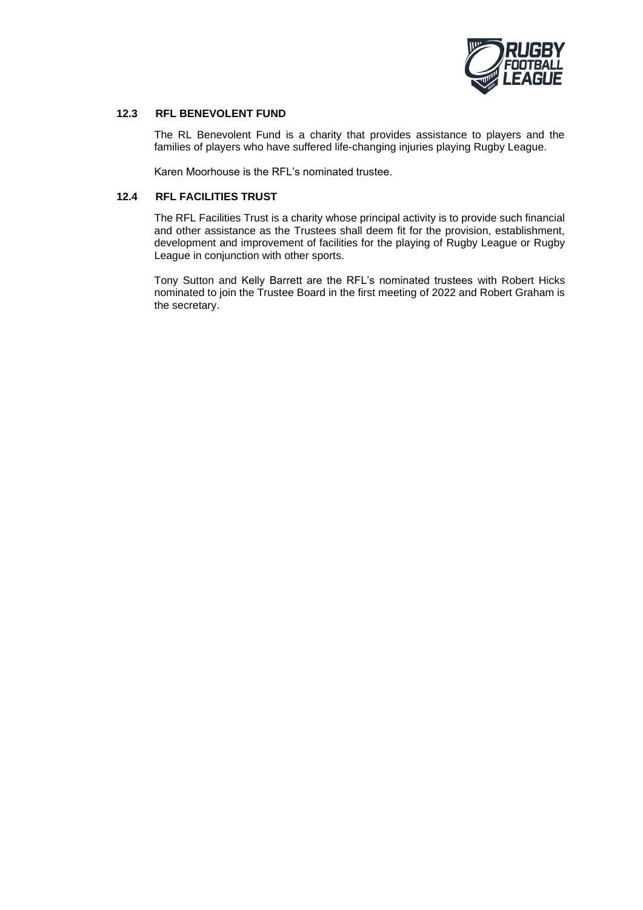### 12.3 RFL BENEVOLENT FUND

The RL Benevolent Fund is a charity that provides assistance to players and the families of players who have suffered life-changing injuries playing Rugby League.

Karen Moorhouse is the RFL's nominated trustee.

### 12.4 RFL FACILITIES TRUST

The RFL Facilities Trust is a charity whose principal activity is to provide such financial and other assistance as the Trustees shall deem fit for the provision, establishment, development and improvement of facilities for the playing of Rugby League or Rugby League in conjunction with other sports.

Tony Sutton and Kelly Barrett are the RFL's nominated trustees with Robert Hicks nominated to join the Trustee Board in the first meeting of 2022 and Robert Graham is the secretary.